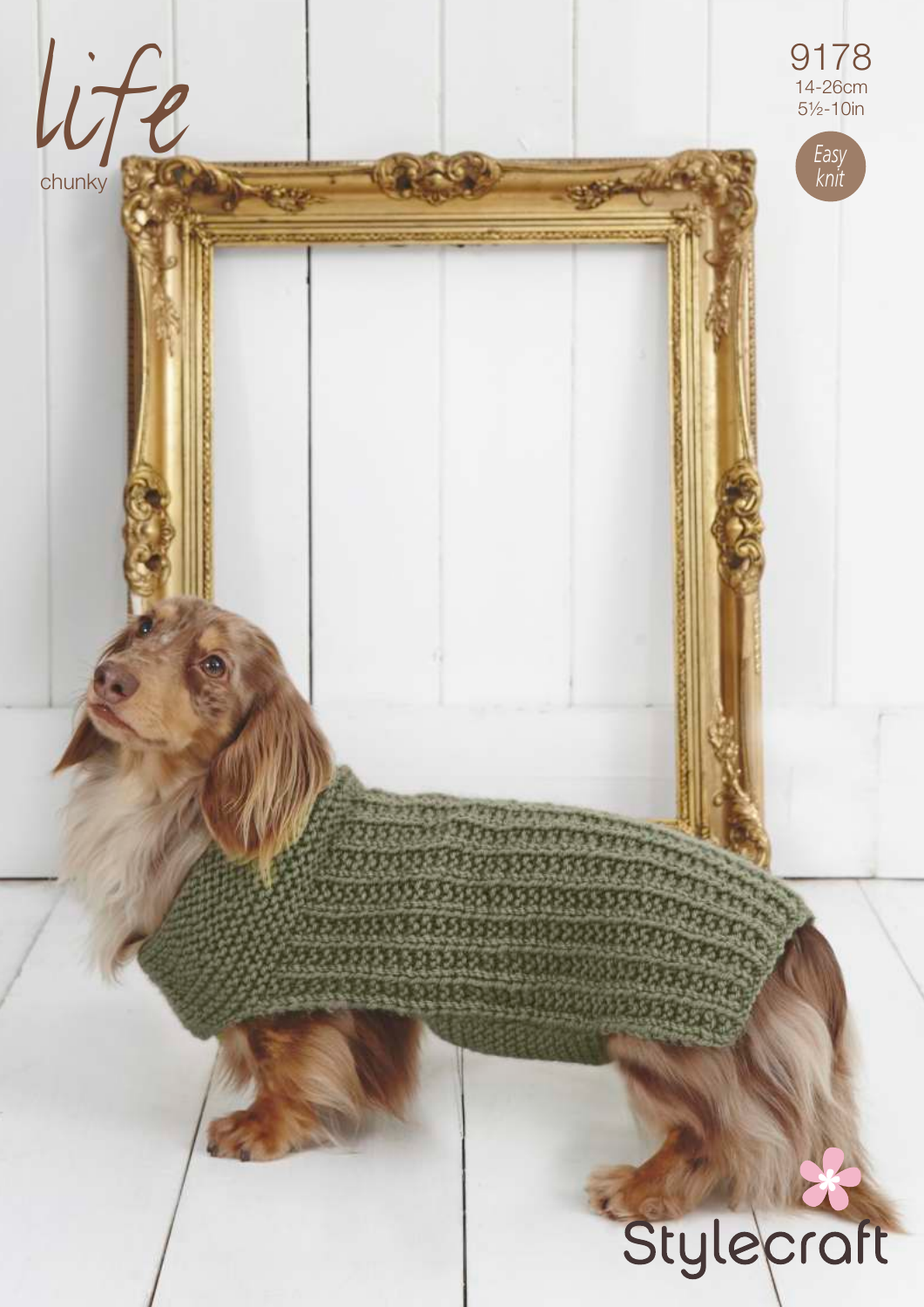life

chunky

9178

14-26cm

5½-10in

Easy knit

Stylecraft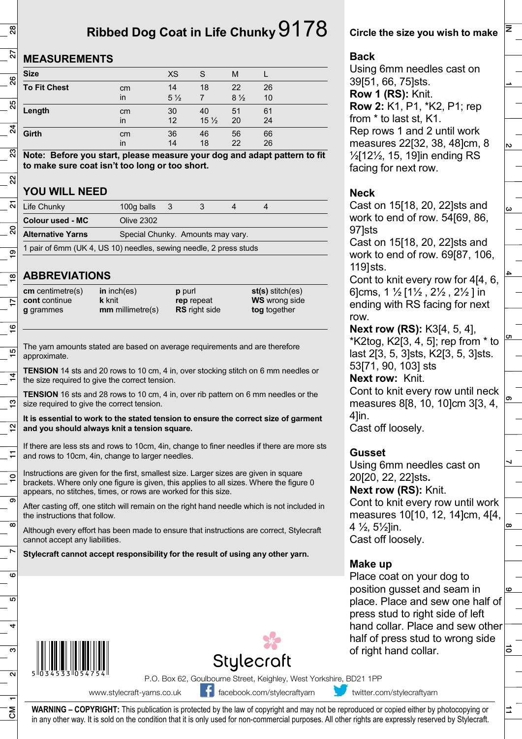# Ribbed Dog Coat in Life Chunky 9178

## MEASUREMENTS

| Size | | XS | S | M | L |
|---|---|---|---|---|---|
| To Fit Chest | cm | 14 | 18 | 22 | 26 |
| | in | 5 ½ | 7 | 8 ½ | 10 |
| Length | cm | 30 | 40 | 51 | 61 |
| | in | 12 | 15 ½ | 20 | 24 |
| Girth | cm | 36 | 46 | 56 | 66 |
| | in | 14 | 18 | 22 | 26 |

**Note: Before you start, please measure your dog and adapt pattern to fit to make sure coat isn't too long or too short.**

## YOU WILL NEED

| | | | | | |
|---|---|---|---|---|---|
| Life Chunky | 100g balls | 3 | 3 | 4 | 4 |
| **Colour used - MC** | Olive 2302 | | | | |
| **Alternative Yarns** | Special Chunky. Amounts may vary. | | | | |

1 pair of 6mm (UK 4, US 10) needles, sewing needle, 2 press studs

## ABBREVIATIONS

| | | | |
|---|---|---|---|
| **cm** centimetre(s) | **in** inch(es) | **p** purl | **st(s)** stitch(es) |
| **cont** continue | **k** knit | **rep** repeat | **WS** wrong side |
| **g** grammes | **mm** millimetre(s) | **RS** right side | **tog** together |

The yarn amounts stated are based on average requirements and are therefore approximate.

**TENSION** 14 sts and 20 rows to 10 cm, 4 in, over stocking stitch on 6 mm needles or the size required to give the correct tension.

**TENSION** 16 sts and 28 rows to 10 cm, 4 in, over rib pattern on 6 mm needles or the size required to give the correct tension.

**It is essential to work to the stated tension to ensure the correct size of garment and you should always knit a tension square.**

If there are less sts and rows to 10cm, 4in, change to finer needles if there are more sts and rows to 10cm, 4in, change to larger needles.

Instructions are given for the first, smallest size. Larger sizes are given in square brackets. Where only one figure is given, this applies to all sizes. Where the figure 0 appears, no stitches, times, or rows are worked for this size.

After casting off, one stitch will remain on the right hand needle which is not included in the instructions that follow.

Although every effort has been made to ensure that instructions are correct, Stylecraft cannot accept any liabilities.

**Stylecraft cannot accept responsibility for the result of using any other yarn.**

**Circle the size you wish to make**

## Back

Using 6mm needles cast on 39[51, 66, 75]sts.

**Row 1 (RS):** Knit.

**Row 2:** K1, P1, *K2, P1; rep from * to last st, K1.

Rep rows 1 and 2 until work measures 22[32, 38, 48]cm, 8 ½[12½, 15, 19]in ending RS facing for next row.

## Neck

Cast on 15[18, 20, 22]sts and work to end of row. 54[69, 86, 97]sts

Cast on 15[18, 20, 22]sts and work to end of row. 69[87, 106, 119]sts.

Cont to knit every row for 4[4, 6, 6]cms, 1 ½ [1½ , 2½ , 2½ ] in ending with RS facing for next row.

**Next row (RS):** K3[4, 5, 4], *K2tog, K2[3, 4, 5]; rep from * to last 2[3, 5, 3]sts, K2[3, 5, 3]sts. 53[71, 90, 103] sts

**Next row:** Knit.

Cont to knit every row until neck measures 8[8, 10, 10]cm 3[3, 4, 4]in.

Cast off loosely.

## Gusset

Using 6mm needles cast on 20[20, 22, 22]sts.

**Next row (RS):** Knit.

Cont to knit every row until work measures 10[10, 12, 14]cm, 4[4, 4 ½, 5½]in.

Cast off loosely.

## Make up

Place coat on your dog to position gusset and seam in place. Place and sew one half of press stud to right side of left hand collar. Place and sew other half of press stud to wrong side of right hand collar.

Stylecraft

P.O. Box 62, Goulbourne Street, Keighley, West Yorkshire, BD21 1PP

www.stylecraft-yarns.co.uk facebook.com/stylecraftyarn twitter.com/stylecraftyarn

**WARNING – COPYRIGHT:** This publication is protected by the law of copyright and may not be reproduced or copied either by photocopying or in any other way. It is sold on the condition that it is only used for non-commercial purposes. All other rights are expressly reserved by Stylecraft.